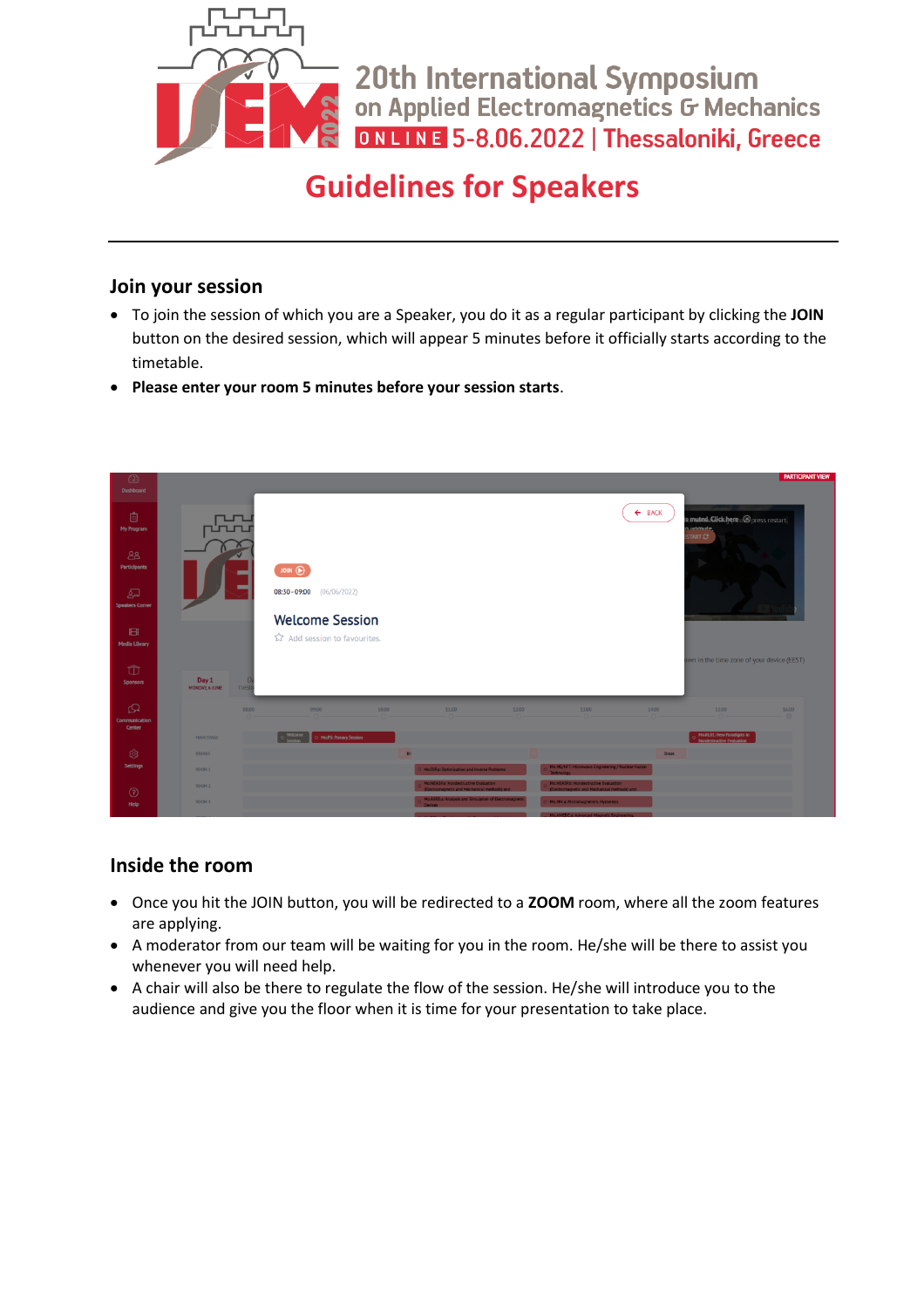20th International Symposium on Applied Electromagnetics & Mechanics

ONLINE 5-8.06.2022 | Thessaloniki, Greece

# Guidelines for Speakers

## Join your session

- To join the session of which you are a Speaker, you do it as a regular participant by clicking the **JOIN** button on the desired session, which will appear 5 minutes before it officially starts according to the timetable.
- **Please enter your room 5 minutes before your session starts**.

## Inside the room

- Once you hit the JOIN button, you will be redirected to a **ZOOM** room, where all the zoom features are applying.
- A moderator from our team will be waiting for you in the room. He/she will be there to assist you whenever you will need help.
- A chair will also be there to regulate the flow of the session. He/she will introduce you to the audience and give you the floor when it is time for your presentation to take place.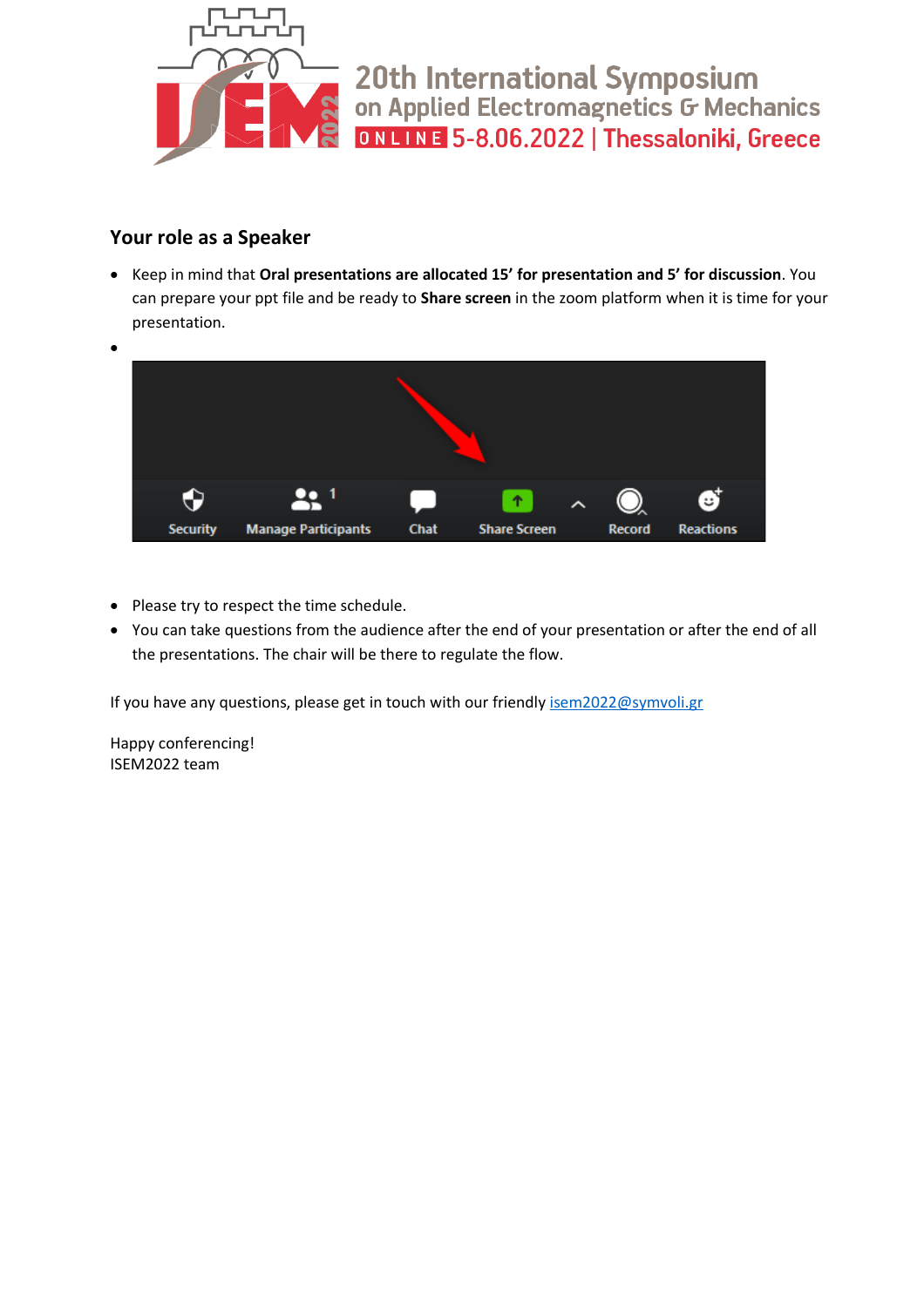## Your role as a Speaker

- Keep in mind that **Oral presentations are allocated 15' for presentation and 5' for discussion**. You can prepare your ppt file and be ready to **Share screen** in the zoom platform when it is time for your presentation.
- 

- Please try to respect the time schedule.
- You can take questions from the audience after the end of your presentation or after the end of all the presentations. The chair will be there to regulate the flow.

If you have any questions, please get in touch with our friendly isem2022@symvoli.gr

Happy conferencing!
ISEM2022 team